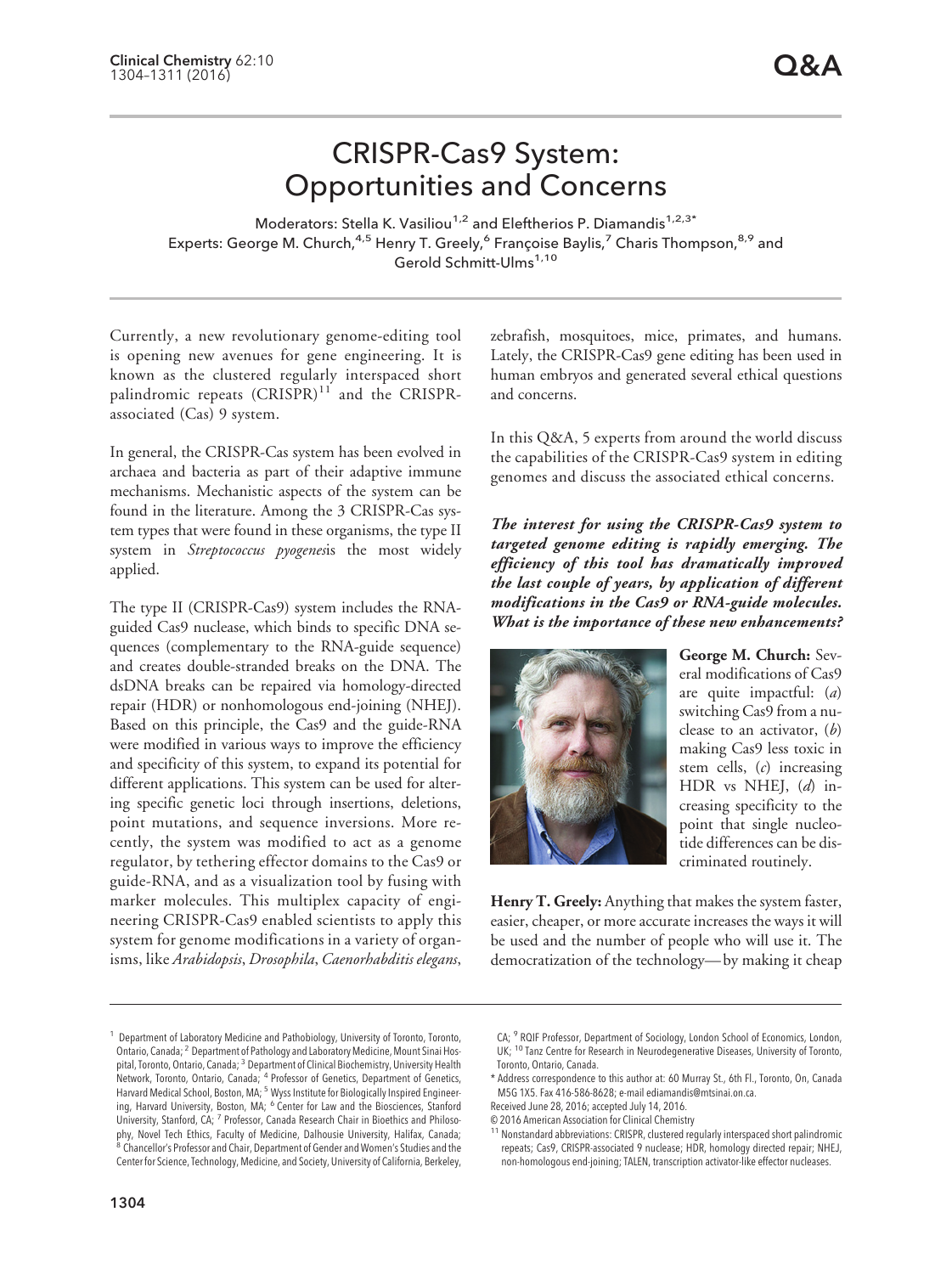# CRISPR-Cas9 System: Opportunities and Concerns

Moderators: Stella K. Vasiliou[1,2] and Eleftherios P. Diamandis[1,2,3*]
Experts: George M. Church,[4,5] Henry T. Greely,[6] Françoise Baylis,[7] Charis Thompson,[8,9] and Gerold Schmitt-Ulms[1,10]

Currently, a new revolutionary genome-editing tool is opening new avenues for gene engineering. It is known as the clustered regularly interspaced short palindromic repeats (CRISPR)[11] and the CRISPR-associated (Cas) 9 system.

In general, the CRISPR-Cas system has been evolved in archaea and bacteria as part of their adaptive immune mechanisms. Mechanistic aspects of the system can be found in the literature. Among the 3 CRISPR-Cas system types that were found in these organisms, the type II system in *Streptococcus pyogenes*is the most widely applied.

The type II (CRISPR-Cas9) system includes the RNA-guided Cas9 nuclease, which binds to specific DNA sequences (complementary to the RNA-guide sequence) and creates double-stranded breaks on the DNA. The dsDNA breaks can be repaired via homology-directed repair (HDR) or nonhomologous end-joining (NHEJ). Based on this principle, the Cas9 and the guide-RNA were modified in various ways to improve the efficiency and specificity of this system, to expand its potential for different applications. This system can be used for altering specific genetic loci through insertions, deletions, point mutations, and sequence inversions. More recently, the system was modified to act as a genome regulator, by tethering effector domains to the Cas9 or guide-RNA, and as a visualization tool by fusing with marker molecules. This multiplex capacity of engineering CRISPR-Cas9 enabled scientists to apply this system for genome modifications in a variety of organisms, like *Arabidopsis*, *Drosophila*, *Caenorhabditis elegans*, zebrafish, mosquitoes, mice, primates, and humans. Lately, the CRISPR-Cas9 gene editing has been used in human embryos and generated several ethical questions and concerns.

In this Q&A, 5 experts from around the world discuss the capabilities of the CRISPR-Cas9 system in editing genomes and discuss the associated ethical concerns.

***The interest for using the CRISPR-Cas9 system to targeted genome editing is rapidly emerging. The efficiency of this tool has dramatically improved the last couple of years, by application of different modifications in the Cas9 or RNA-guide molecules. What is the importance of these new enhancements?***

**George M. Church:** Several modifications of Cas9 are quite impactful: (*a*) switching Cas9 from a nuclease to an activator, (*b*) making Cas9 less toxic in stem cells, (*c*) increasing HDR vs NHEJ, (*d*) increasing specificity to the point that single nucleotide differences can be discriminated routinely.

**Henry T. Greely:** Anything that makes the system faster, easier, cheaper, or more accurate increases the ways it will be used and the number of people who will use it. The democratization of the technology—by making it cheap

---

[1] Department of Laboratory Medicine and Pathobiology, University of Toronto, Toronto, Ontario, Canada; [2] Department of Pathology and Laboratory Medicine, Mount Sinai Hospital, Toronto, Ontario, Canada; [3] Department of Clinical Biochemistry, University Health Network, Toronto, Ontario, Canada; [4] Professor of Genetics, Department of Genetics, Harvard Medical School, Boston, MA; [5] Wyss Institute for Biologically Inspired Engineering, Harvard University, Boston, MA; [6] Center for Law and the Biosciences, Stanford University, Stanford, CA; [7] Professor, Canada Research Chair in Bioethics and Philosophy, Novel Tech Ethics, Faculty of Medicine, Dalhousie University, Halifax, Canada; [8] Chancellor's Professor and Chair, Department of Gender and Women's Studies and the Center for Science, Technology, Medicine, and Society, University of California, Berkeley, CA; [9] RQIF Professor, Department of Sociology, London School of Economics, London, UK; [10] Tanz Centre for Research in Neurodegenerative Diseases, University of Toronto, Toronto, Ontario, Canada.

\* Address correspondence to this author at: 60 Murray St., 6th Fl., Toronto, On, Canada M5G 1X5. Fax 416-586-8628; e-mail ediamandis@mtsinai.on.ca.

Received June 28, 2016; accepted July 14, 2016.

© 2016 American Association for Clinical Chemistry

[11] Nonstandard abbreviations: CRISPR, clustered regularly interspaced short palindromic repeats; Cas9, CRISPR-associated 9 nuclease; HDR, homology directed repair; NHEJ, non-homologous end-joining; TALEN, transcription activator-like effector nucleases.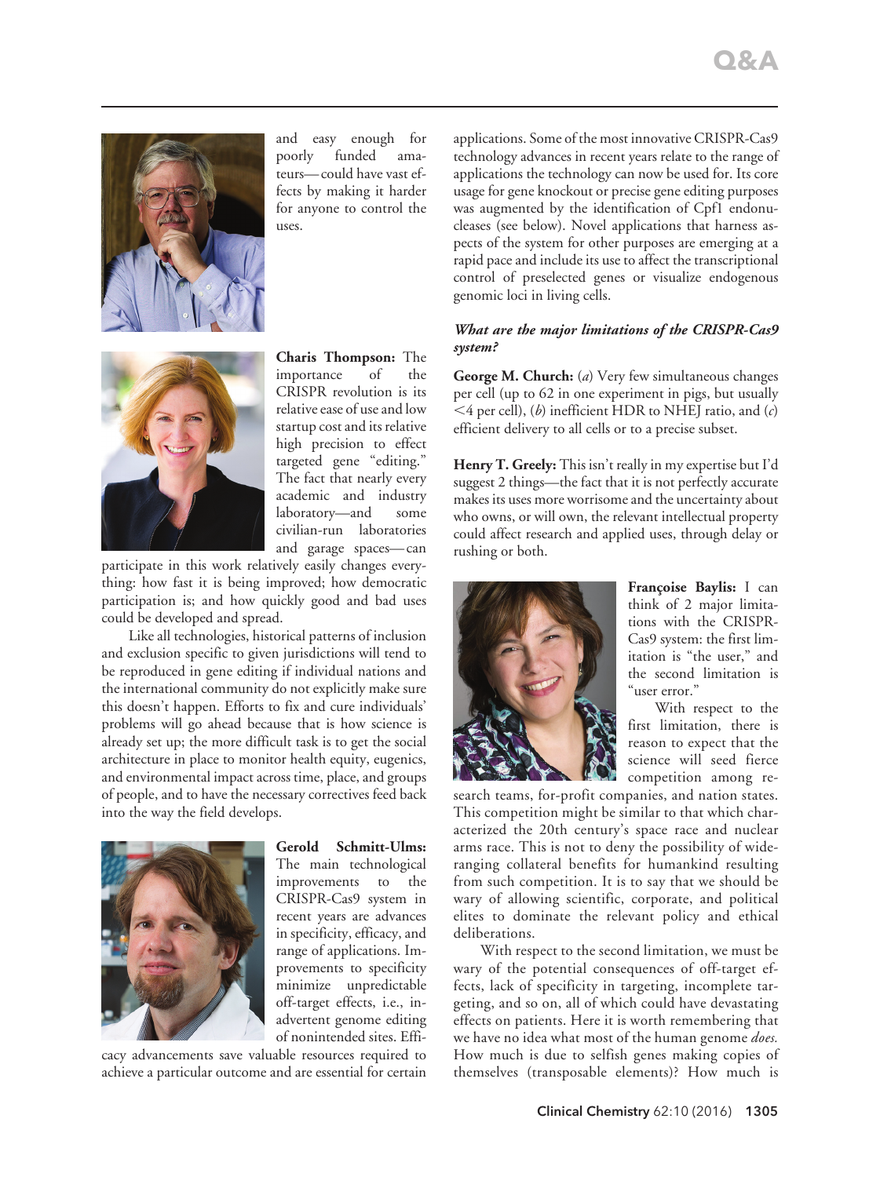and easy enough for poorly funded amateurs—could have vast effects by making it harder for anyone to control the uses.

**Charis Thompson:** The importance of the CRISPR revolution is its relative ease of use and low startup cost and its relative high precision to effect targeted gene "editing." The fact that nearly every academic and industry laboratory—and some civilian-run laboratories and garage spaces—can participate in this work relatively easily changes everything: how fast it is being improved; how democratic participation is; and how quickly good and bad uses could be developed and spread.

Like all technologies, historical patterns of inclusion and exclusion specific to given jurisdictions will tend to be reproduced in gene editing if individual nations and the international community do not explicitly make sure this doesn't happen. Efforts to fix and cure individuals' problems will go ahead because that is how science is already set up; the more difficult task is to get the social architecture in place to monitor health equity, eugenics, and environmental impact across time, place, and groups of people, and to have the necessary correctives feed back into the way the field develops.

**Gerold Schmitt-Ulms:** The main technological improvements to the CRISPR-Cas9 system in recent years are advances in specificity, efficacy, and range of applications. Improvements to specificity minimize unpredictable off-target effects, i.e., inadvertent genome editing of nonintended sites. Efficacy advancements save valuable resources required to achieve a particular outcome and are essential for certain applications. Some of the most innovative CRISPR-Cas9 technology advances in recent years relate to the range of applications the technology can now be used for. Its core usage for gene knockout or precise gene editing purposes was augmented by the identification of Cpf1 endonucleases (see below). Novel applications that harness aspects of the system for other purposes are emerging at a rapid pace and include its use to affect the transcriptional control of preselected genes or visualize endogenous genomic loci in living cells.

***What are the major limitations of the CRISPR-Cas9 system?***

**George M. Church:** (*a*) Very few simultaneous changes per cell (up to 62 in one experiment in pigs, but usually <4 per cell), (*b*) inefficient HDR to NHEJ ratio, and (*c*) efficient delivery to all cells or to a precise subset.

**Henry T. Greely:** This isn't really in my expertise but I'd suggest 2 things—the fact that it is not perfectly accurate makes its uses more worrisome and the uncertainty about who owns, or will own, the relevant intellectual property could affect research and applied uses, through delay or rushing or both.

**Françoise Baylis:** I can think of 2 major limitations with the CRISPR-Cas9 system: the first limitation is "the user," and the second limitation is "user error."

With respect to the first limitation, there is reason to expect that the science will seed fierce competition among research teams, for-profit companies, and nation states. This competition might be similar to that which characterized the 20th century's space race and nuclear arms race. This is not to deny the possibility of wide-ranging collateral benefits for humankind resulting from such competition. It is to say that we should be wary of allowing scientific, corporate, and political elites to dominate the relevant policy and ethical deliberations.

With respect to the second limitation, we must be wary of the potential consequences of off-target effects, lack of specificity in targeting, incomplete targeting, and so on, all of which could have devastating effects on patients. Here it is worth remembering that we have no idea what most of the human genome *does.* How much is due to selfish genes making copies of themselves (transposable elements)? How much is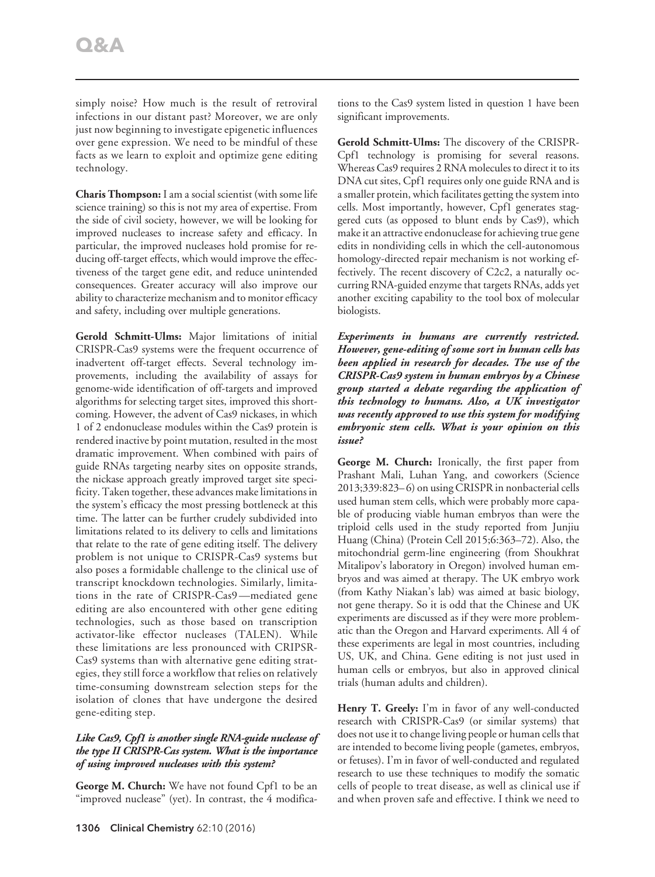simply noise? How much is the result of retroviral infections in our distant past? Moreover, we are only just now beginning to investigate epigenetic influences over gene expression. We need to be mindful of these facts as we learn to exploit and optimize gene editing technology.

**Charis Thompson:** I am a social scientist (with some life science training) so this is not my area of expertise. From the side of civil society, however, we will be looking for improved nucleases to increase safety and efficacy. In particular, the improved nucleases hold promise for reducing off-target effects, which would improve the effectiveness of the target gene edit, and reduce unintended consequences. Greater accuracy will also improve our ability to characterize mechanism and to monitor efficacy and safety, including over multiple generations.

**Gerold Schmitt-Ulms:** Major limitations of initial CRISPR-Cas9 systems were the frequent occurrence of inadvertent off-target effects. Several technology improvements, including the availability of assays for genome-wide identification of off-targets and improved algorithms for selecting target sites, improved this shortcoming. However, the advent of Cas9 nickases, in which 1 of 2 endonuclease modules within the Cas9 protein is rendered inactive by point mutation, resulted in the most dramatic improvement. When combined with pairs of guide RNAs targeting nearby sites on opposite strands, the nickase approach greatly improved target site specificity. Taken together, these advances make limitations in the system's efficacy the most pressing bottleneck at this time. The latter can be further crudely subdivided into limitations related to its delivery to cells and limitations that relate to the rate of gene editing itself. The delivery problem is not unique to CRISPR-Cas9 systems but also poses a formidable challenge to the clinical use of transcript knockdown technologies. Similarly, limitations in the rate of CRISPR-Cas9—mediated gene editing are also encountered with other gene editing technologies, such as those based on transcription activator-like effector nucleases (TALEN). While these limitations are less pronounced with CRIPSR-Cas9 systems than with alternative gene editing strategies, they still force a workflow that relies on relatively time-consuming downstream selection steps for the isolation of clones that have undergone the desired gene-editing step.

***Like Cas9, Cpf1 is another single RNA-guide nuclease of the type II CRISPR-Cas system. What is the importance of using improved nucleases with this system?***

**George M. Church:** We have not found Cpf1 to be an "improved nuclease" (yet). In contrast, the 4 modifications to the Cas9 system listed in question 1 have been significant improvements.

**Gerold Schmitt-Ulms:** The discovery of the CRISPR-Cpf1 technology is promising for several reasons. Whereas Cas9 requires 2 RNA molecules to direct it to its DNA cut sites, Cpf1 requires only one guide RNA and is a smaller protein, which facilitates getting the system into cells. Most importantly, however, Cpf1 generates staggered cuts (as opposed to blunt ends by Cas9), which make it an attractive endonuclease for achieving true gene edits in nondividing cells in which the cell-autonomous homology-directed repair mechanism is not working effectively. The recent discovery of C2c2, a naturally occurring RNA-guided enzyme that targets RNAs, adds yet another exciting capability to the tool box of molecular biologists.

***Experiments in humans are currently restricted. However, gene-editing of some sort in human cells has been applied in research for decades. The use of the CRISPR-Cas9 system in human embryos by a Chinese group started a debate regarding the application of this technology to humans. Also, a UK investigator was recently approved to use this system for modifying embryonic stem cells. What is your opinion on this issue?***

**George M. Church:** Ironically, the first paper from Prashant Mali, Luhan Yang, and coworkers (Science 2013;339:823–6) on using CRISPR in nonbacterial cells used human stem cells, which were probably more capable of producing viable human embryos than were the triploid cells used in the study reported from Junjiu Huang (China) (Protein Cell 2015;6:363–72). Also, the mitochondrial germ-line engineering (from Shoukhrat Mitalipov's laboratory in Oregon) involved human embryos and was aimed at therapy. The UK embryo work (from Kathy Niakan's lab) was aimed at basic biology, not gene therapy. So it is odd that the Chinese and UK experiments are discussed as if they were more problematic than the Oregon and Harvard experiments. All 4 of these experiments are legal in most countries, including US, UK, and China. Gene editing is not just used in human cells or embryos, but also in approved clinical trials (human adults and children).

**Henry T. Greely:** I'm in favor of any well-conducted research with CRISPR-Cas9 (or similar systems) that does not use it to change living people or human cells that are intended to become living people (gametes, embryos, or fetuses). I'm in favor of well-conducted and regulated research to use these techniques to modify the somatic cells of people to treat disease, as well as clinical use if and when proven safe and effective. I think we need to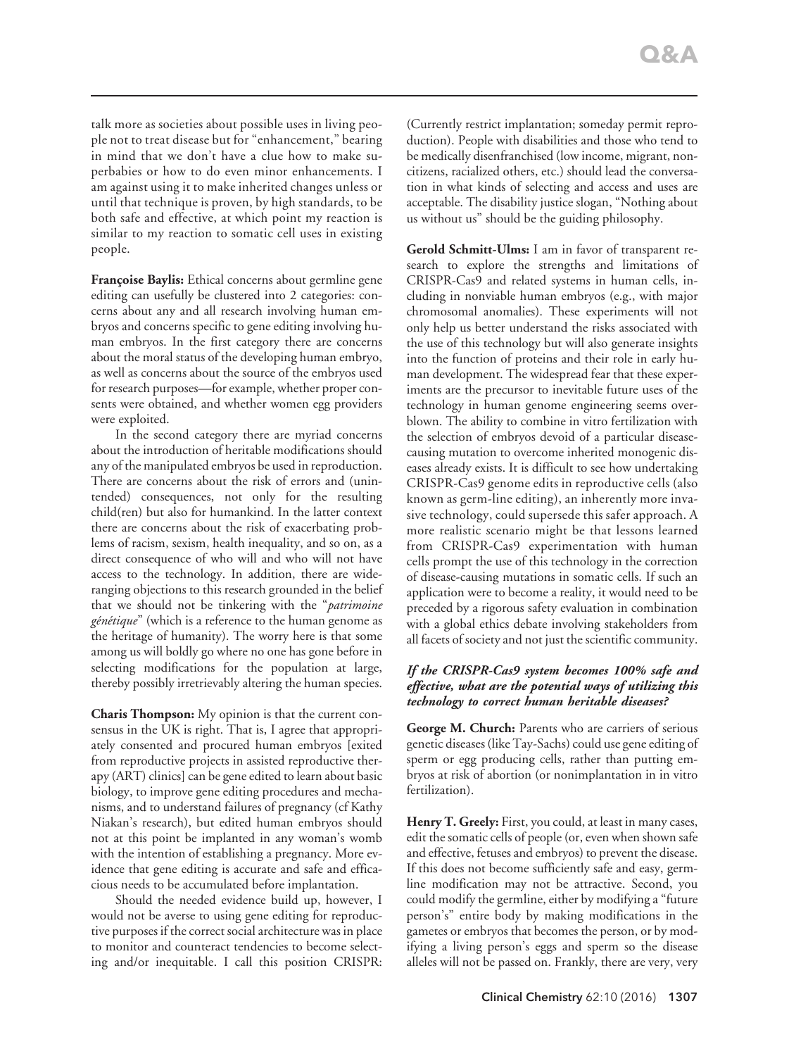talk more as societies about possible uses in living people not to treat disease but for "enhancement," bearing in mind that we don't have a clue how to make superbabies or how to do even minor enhancements. I am against using it to make inherited changes unless or until that technique is proven, by high standards, to be both safe and effective, at which point my reaction is similar to my reaction to somatic cell uses in existing people.

**Françoise Baylis:** Ethical concerns about germline gene editing can usefully be clustered into 2 categories: concerns about any and all research involving human embryos and concerns specific to gene editing involving human embryos. In the first category there are concerns about the moral status of the developing human embryo, as well as concerns about the source of the embryos used for research purposes—for example, whether proper consents were obtained, and whether women egg providers were exploited.

In the second category there are myriad concerns about the introduction of heritable modifications should any of the manipulated embryos be used in reproduction. There are concerns about the risk of errors and (unintended) consequences, not only for the resulting child(ren) but also for humankind. In the latter context there are concerns about the risk of exacerbating problems of racism, sexism, health inequality, and so on, as a direct consequence of who will and who will not have access to the technology. In addition, there are wide-ranging objections to this research grounded in the belief that we should not be tinkering with the "*patrimoine génétique*" (which is a reference to the human genome as the heritage of humanity). The worry here is that some among us will boldly go where no one has gone before in selecting modifications for the population at large, thereby possibly irretrievably altering the human species.

**Charis Thompson:** My opinion is that the current consensus in the UK is right. That is, I agree that appropriately consented and procured human embryos [exited from reproductive projects in assisted reproductive therapy (ART) clinics] can be gene edited to learn about basic biology, to improve gene editing procedures and mechanisms, and to understand failures of pregnancy (cf Kathy Niakan's research), but edited human embryos should not at this point be implanted in any woman's womb with the intention of establishing a pregnancy. More evidence that gene editing is accurate and safe and efficacious needs to be accumulated before implantation.

Should the needed evidence build up, however, I would not be averse to using gene editing for reproductive purposes if the correct social architecture was in place to monitor and counteract tendencies to become selecting and/or inequitable. I call this position CRISPR: (Currently restrict implantation; someday permit reproduction). People with disabilities and those who tend to be medically disenfranchised (low income, migrant, noncitizens, racialized others, etc.) should lead the conversation in what kinds of selecting and access and uses are acceptable. The disability justice slogan, "Nothing about us without us" should be the guiding philosophy.

**Gerold Schmitt-Ulms:** I am in favor of transparent research to explore the strengths and limitations of CRISPR-Cas9 and related systems in human cells, including in nonviable human embryos (e.g., with major chromosomal anomalies). These experiments will not only help us better understand the risks associated with the use of this technology but will also generate insights into the function of proteins and their role in early human development. The widespread fear that these experiments are the precursor to inevitable future uses of the technology in human genome engineering seems overblown. The ability to combine in vitro fertilization with the selection of embryos devoid of a particular disease-causing mutation to overcome inherited monogenic diseases already exists. It is difficult to see how undertaking CRISPR-Cas9 genome edits in reproductive cells (also known as germ-line editing), an inherently more invasive technology, could supersede this safer approach. A more realistic scenario might be that lessons learned from CRISPR-Cas9 experimentation with human cells prompt the use of this technology in the correction of disease-causing mutations in somatic cells. If such an application were to become a reality, it would need to be preceded by a rigorous safety evaluation in combination with a global ethics debate involving stakeholders from all facets of society and not just the scientific community.

***If the CRISPR-Cas9 system becomes 100% safe and effective, what are the potential ways of utilizing this technology to correct human heritable diseases?***

**George M. Church:** Parents who are carriers of serious genetic diseases (like Tay-Sachs) could use gene editing of sperm or egg producing cells, rather than putting embryos at risk of abortion (or nonimplantation in in vitro fertilization).

**Henry T. Greely:** First, you could, at least in many cases, edit the somatic cells of people (or, even when shown safe and effective, fetuses and embryos) to prevent the disease. If this does not become sufficiently safe and easy, germline modification may not be attractive. Second, you could modify the germline, either by modifying a "future person's" entire body by making modifications in the gametes or embryos that becomes the person, or by modifying a living person's eggs and sperm so the disease alleles will not be passed on. Frankly, there are very, very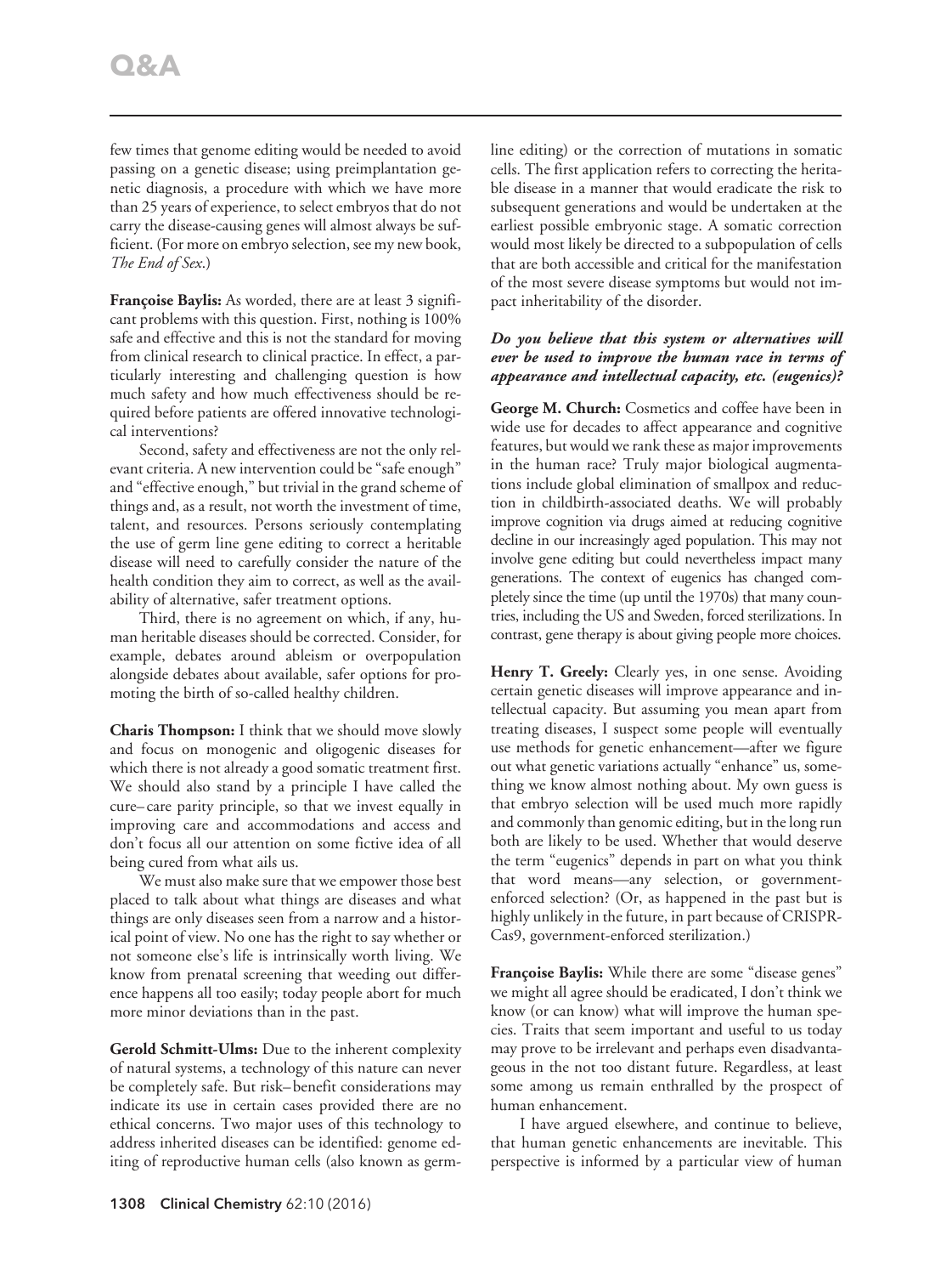few times that genome editing would be needed to avoid passing on a genetic disease; using preimplantation genetic diagnosis, a procedure with which we have more than 25 years of experience, to select embryos that do not carry the disease-causing genes will almost always be sufficient. (For more on embryo selection, see my new book, *The End of Sex*.)

**Françoise Baylis:** As worded, there are at least 3 significant problems with this question. First, nothing is 100% safe and effective and this is not the standard for moving from clinical research to clinical practice. In effect, a particularly interesting and challenging question is how much safety and how much effectiveness should be required before patients are offered innovative technological interventions?

Second, safety and effectiveness are not the only relevant criteria. A new intervention could be "safe enough" and "effective enough," but trivial in the grand scheme of things and, as a result, not worth the investment of time, talent, and resources. Persons seriously contemplating the use of germ line gene editing to correct a heritable disease will need to carefully consider the nature of the health condition they aim to correct, as well as the availability of alternative, safer treatment options.

Third, there is no agreement on which, if any, human heritable diseases should be corrected. Consider, for example, debates around ableism or overpopulation alongside debates about available, safer options for promoting the birth of so-called healthy children.

**Charis Thompson:** I think that we should move slowly and focus on monogenic and oligogenic diseases for which there is not already a good somatic treatment first. We should also stand by a principle I have called the cure–care parity principle, so that we invest equally in improving care and accommodations and access and don't focus all our attention on some fictive idea of all being cured from what ails us.

We must also make sure that we empower those best placed to talk about what things are diseases and what things are only diseases seen from a narrow and a historical point of view. No one has the right to say whether or not someone else's life is intrinsically worth living. We know from prenatal screening that weeding out difference happens all too easily; today people abort for much more minor deviations than in the past.

**Gerold Schmitt-Ulms:** Due to the inherent complexity of natural systems, a technology of this nature can never be completely safe. But risk–benefit considerations may indicate its use in certain cases provided there are no ethical concerns. Two major uses of this technology to address inherited diseases can be identified: genome editing of reproductive human cells (also known as germline editing) or the correction of mutations in somatic cells. The first application refers to correcting the heritable disease in a manner that would eradicate the risk to subsequent generations and would be undertaken at the earliest possible embryonic stage. A somatic correction would most likely be directed to a subpopulation of cells that are both accessible and critical for the manifestation of the most severe disease symptoms but would not impact inheritability of the disorder.

***Do you believe that this system or alternatives will ever be used to improve the human race in terms of appearance and intellectual capacity, etc. (eugenics)?***

**George M. Church:** Cosmetics and coffee have been in wide use for decades to affect appearance and cognitive features, but would we rank these as major improvements in the human race? Truly major biological augmentations include global elimination of smallpox and reduction in childbirth-associated deaths. We will probably improve cognition via drugs aimed at reducing cognitive decline in our increasingly aged population. This may not involve gene editing but could nevertheless impact many generations. The context of eugenics has changed completely since the time (up until the 1970s) that many countries, including the US and Sweden, forced sterilizations. In contrast, gene therapy is about giving people more choices.

**Henry T. Greely:** Clearly yes, in one sense. Avoiding certain genetic diseases will improve appearance and intellectual capacity. But assuming you mean apart from treating diseases, I suspect some people will eventually use methods for genetic enhancement—after we figure out what genetic variations actually "enhance" us, something we know almost nothing about. My own guess is that embryo selection will be used much more rapidly and commonly than genomic editing, but in the long run both are likely to be used. Whether that would deserve the term "eugenics" depends in part on what you think that word means—any selection, or government-enforced selection? (Or, as happened in the past but is highly unlikely in the future, in part because of CRISPR-Cas9, government-enforced sterilization.)

**Françoise Baylis:** While there are some "disease genes" we might all agree should be eradicated, I don't think we know (or can know) what will improve the human species. Traits that seem important and useful to us today may prove to be irrelevant and perhaps even disadvantageous in the not too distant future. Regardless, at least some among us remain enthralled by the prospect of human enhancement.

I have argued elsewhere, and continue to believe, that human genetic enhancements are inevitable. This perspective is informed by a particular view of human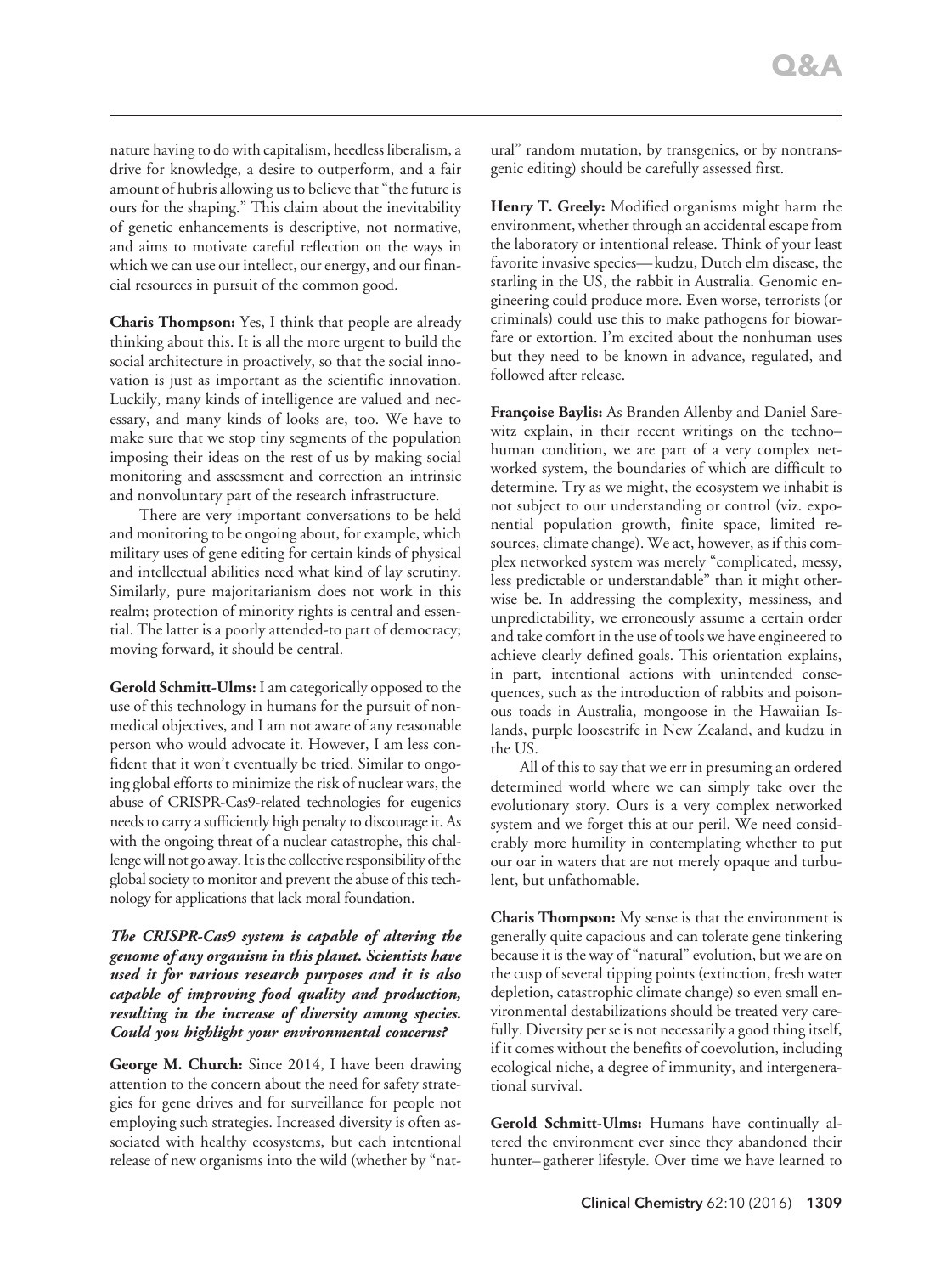nature having to do with capitalism, heedless liberalism, a drive for knowledge, a desire to outperform, and a fair amount of hubris allowing us to believe that "the future is ours for the shaping." This claim about the inevitability of genetic enhancements is descriptive, not normative, and aims to motivate careful reflection on the ways in which we can use our intellect, our energy, and our financial resources in pursuit of the common good.

**Charis Thompson:** Yes, I think that people are already thinking about this. It is all the more urgent to build the social architecture in proactively, so that the social innovation is just as important as the scientific innovation. Luckily, many kinds of intelligence are valued and necessary, and many kinds of looks are, too. We have to make sure that we stop tiny segments of the population imposing their ideas on the rest of us by making social monitoring and assessment and correction an intrinsic and nonvoluntary part of the research infrastructure.

There are very important conversations to be held and monitoring to be ongoing about, for example, which military uses of gene editing for certain kinds of physical and intellectual abilities need what kind of lay scrutiny. Similarly, pure majoritarianism does not work in this realm; protection of minority rights is central and essential. The latter is a poorly attended-to part of democracy; moving forward, it should be central.

**Gerold Schmitt-Ulms:** I am categorically opposed to the use of this technology in humans for the pursuit of nonmedical objectives, and I am not aware of any reasonable person who would advocate it. However, I am less confident that it won't eventually be tried. Similar to ongoing global efforts to minimize the risk of nuclear wars, the abuse of CRISPR-Cas9-related technologies for eugenics needs to carry a sufficiently high penalty to discourage it. As with the ongoing threat of a nuclear catastrophe, this challenge will not go away. It is the collective responsibility of the global society to monitor and prevent the abuse of this technology for applications that lack moral foundation.

***The CRISPR-Cas9 system is capable of altering the genome of any organism in this planet. Scientists have used it for various research purposes and it is also capable of improving food quality and production, resulting in the increase of diversity among species. Could you highlight your environmental concerns?***

**George M. Church:** Since 2014, I have been drawing attention to the concern about the need for safety strategies for gene drives and for surveillance for people not employing such strategies. Increased diversity is often associated with healthy ecosystems, but each intentional release of new organisms into the wild (whether by "natural" random mutation, by transgenics, or by nontransgenic editing) should be carefully assessed first.

**Henry T. Greely:** Modified organisms might harm the environment, whether through an accidental escape from the laboratory or intentional release. Think of your least favorite invasive species—kudzu, Dutch elm disease, the starling in the US, the rabbit in Australia. Genomic engineering could produce more. Even worse, terrorists (or criminals) could use this to make pathogens for biowarfare or extortion. I'm excited about the nonhuman uses but they need to be known in advance, regulated, and followed after release.

**Françoise Baylis:** As Branden Allenby and Daniel Sarewitz explain, in their recent writings on the techno–human condition, we are part of a very complex networked system, the boundaries of which are difficult to determine. Try as we might, the ecosystem we inhabit is not subject to our understanding or control (viz. exponential population growth, finite space, limited resources, climate change). We act, however, as if this complex networked system was merely "complicated, messy, less predictable or understandable" than it might otherwise be. In addressing the complexity, messiness, and unpredictability, we erroneously assume a certain order and take comfort in the use of tools we have engineered to achieve clearly defined goals. This orientation explains, in part, intentional actions with unintended consequences, such as the introduction of rabbits and poisonous toads in Australia, mongoose in the Hawaiian Islands, purple loosestrife in New Zealand, and kudzu in the US.

All of this to say that we err in presuming an ordered determined world where we can simply take over the evolutionary story. Ours is a very complex networked system and we forget this at our peril. We need considerably more humility in contemplating whether to put our oar in waters that are not merely opaque and turbulent, but unfathomable.

**Charis Thompson:** My sense is that the environment is generally quite capacious and can tolerate gene tinkering because it is the way of "natural" evolution, but we are on the cusp of several tipping points (extinction, fresh water depletion, catastrophic climate change) so even small environmental destabilizations should be treated very carefully. Diversity per se is not necessarily a good thing itself, if it comes without the benefits of coevolution, including ecological niche, a degree of immunity, and intergenerational survival.

**Gerold Schmitt-Ulms:** Humans have continually altered the environment ever since they abandoned their hunter–gatherer lifestyle. Over time we have learned to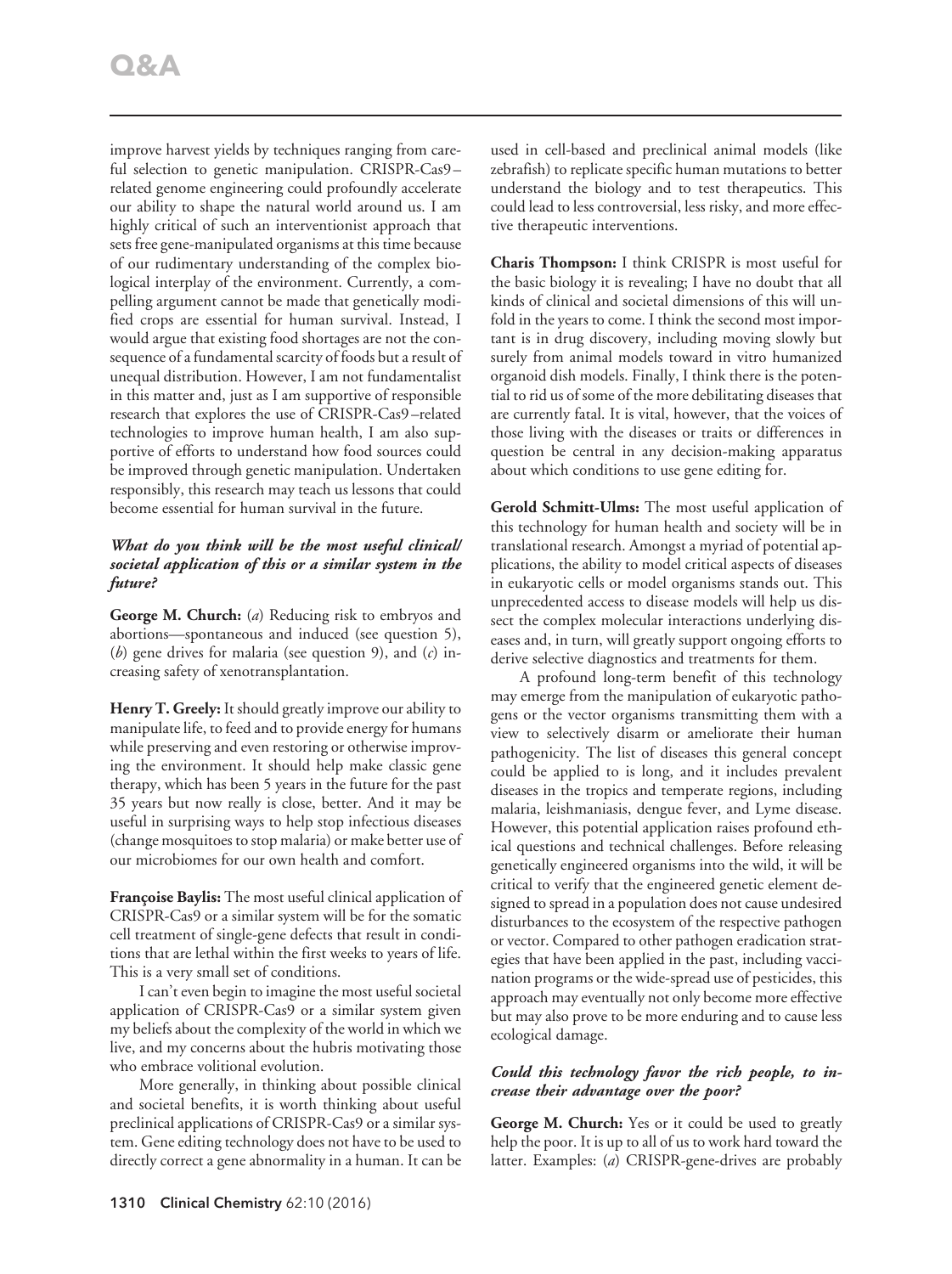improve harvest yields by techniques ranging from careful selection to genetic manipulation. CRISPR-Cas9–related genome engineering could profoundly accelerate our ability to shape the natural world around us. I am highly critical of such an interventionist approach that sets free gene-manipulated organisms at this time because of our rudimentary understanding of the complex biological interplay of the environment. Currently, a compelling argument cannot be made that genetically modified crops are essential for human survival. Instead, I would argue that existing food shortages are not the consequence of a fundamental scarcity of foods but a result of unequal distribution. However, I am not fundamentalist in this matter and, just as I am supportive of responsible research that explores the use of CRISPR-Cas9–related technologies to improve human health, I am also supportive of efforts to understand how food sources could be improved through genetic manipulation. Undertaken responsibly, this research may teach us lessons that could become essential for human survival in the future.

***What do you think will be the most useful clinical/societal application of this or a similar system in the future?***

**George M. Church:** (*a*) Reducing risk to embryos and abortions—spontaneous and induced (see question 5), (*b*) gene drives for malaria (see question 9), and (*c*) increasing safety of xenotransplantation.

**Henry T. Greely:** It should greatly improve our ability to manipulate life, to feed and to provide energy for humans while preserving and even restoring or otherwise improving the environment. It should help make classic gene therapy, which has been 5 years in the future for the past 35 years but now really is close, better. And it may be useful in surprising ways to help stop infectious diseases (change mosquitoes to stop malaria) or make better use of our microbiomes for our own health and comfort.

**Françoise Baylis:** The most useful clinical application of CRISPR-Cas9 or a similar system will be for the somatic cell treatment of single-gene defects that result in conditions that are lethal within the first weeks to years of life. This is a very small set of conditions.

I can't even begin to imagine the most useful societal application of CRISPR-Cas9 or a similar system given my beliefs about the complexity of the world in which we live, and my concerns about the hubris motivating those who embrace volitional evolution.

More generally, in thinking about possible clinical and societal benefits, it is worth thinking about useful preclinical applications of CRISPR-Cas9 or a similar system. Gene editing technology does not have to be used to directly correct a gene abnormality in a human. It can be used in cell-based and preclinical animal models (like zebrafish) to replicate specific human mutations to better understand the biology and to test therapeutics. This could lead to less controversial, less risky, and more effective therapeutic interventions.

**Charis Thompson:** I think CRISPR is most useful for the basic biology it is revealing; I have no doubt that all kinds of clinical and societal dimensions of this will unfold in the years to come. I think the second most important is in drug discovery, including moving slowly but surely from animal models toward in vitro humanized organoid dish models. Finally, I think there is the potential to rid us of some of the more debilitating diseases that are currently fatal. It is vital, however, that the voices of those living with the diseases or traits or differences in question be central in any decision-making apparatus about which conditions to use gene editing for.

**Gerold Schmitt-Ulms:** The most useful application of this technology for human health and society will be in translational research. Amongst a myriad of potential applications, the ability to model critical aspects of diseases in eukaryotic cells or model organisms stands out. This unprecedented access to disease models will help us dissect the complex molecular interactions underlying diseases and, in turn, will greatly support ongoing efforts to derive selective diagnostics and treatments for them.

A profound long-term benefit of this technology may emerge from the manipulation of eukaryotic pathogens or the vector organisms transmitting them with a view to selectively disarm or ameliorate their human pathogenicity. The list of diseases this general concept could be applied to is long, and it includes prevalent diseases in the tropics and temperate regions, including malaria, leishmaniasis, dengue fever, and Lyme disease. However, this potential application raises profound ethical questions and technical challenges. Before releasing genetically engineered organisms into the wild, it will be critical to verify that the engineered genetic element designed to spread in a population does not cause undesired disturbances to the ecosystem of the respective pathogen or vector. Compared to other pathogen eradication strategies that have been applied in the past, including vaccination programs or the wide-spread use of pesticides, this approach may eventually not only become more effective but may also prove to be more enduring and to cause less ecological damage.

***Could this technology favor the rich people, to increase their advantage over the poor?***

**George M. Church:** Yes or it could be used to greatly help the poor. It is up to all of us to work hard toward the latter. Examples: (*a*) CRISPR-gene-drives are probably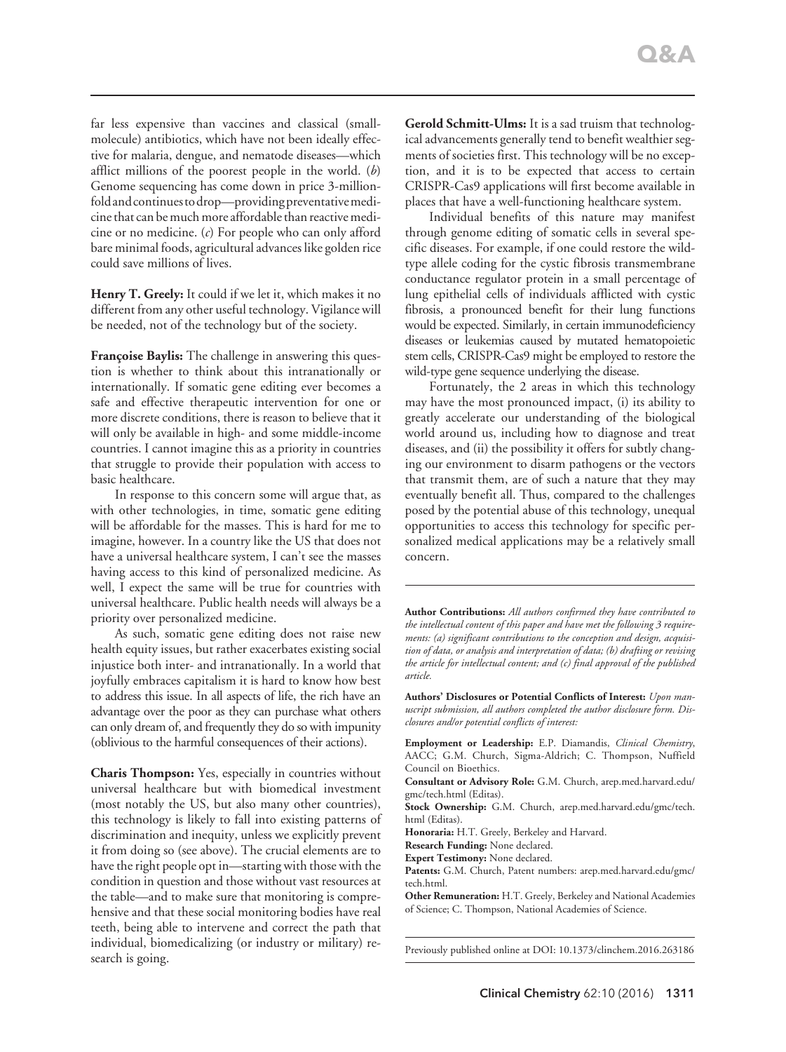far less expensive than vaccines and classical (small-molecule) antibiotics, which have not been ideally effective for malaria, dengue, and nematode diseases—which afflict millions of the poorest people in the world. (*b*) Genome sequencing has come down in price 3-million-fold and continues to drop—providing preventative medicine that can be much more affordable than reactive medicine or no medicine. (*c*) For people who can only afford bare minimal foods, agricultural advances like golden rice could save millions of lives.

**Henry T. Greely:** It could if we let it, which makes it no different from any other useful technology. Vigilance will be needed, not of the technology but of the society.

**Françoise Baylis:** The challenge in answering this question is whether to think about this intranationally or internationally. If somatic gene editing ever becomes a safe and effective therapeutic intervention for one or more discrete conditions, there is reason to believe that it will only be available in high- and some middle-income countries. I cannot imagine this as a priority in countries that struggle to provide their population with access to basic healthcare.

In response to this concern some will argue that, as with other technologies, in time, somatic gene editing will be affordable for the masses. This is hard for me to imagine, however. In a country like the US that does not have a universal healthcare system, I can't see the masses having access to this kind of personalized medicine. As well, I expect the same will be true for countries with universal healthcare. Public health needs will always be a priority over personalized medicine.

As such, somatic gene editing does not raise new health equity issues, but rather exacerbates existing social injustice both inter- and intranationally. In a world that joyfully embraces capitalism it is hard to know how best to address this issue. In all aspects of life, the rich have an advantage over the poor as they can purchase what others can only dream of, and frequently they do so with impunity (oblivious to the harmful consequences of their actions).

**Charis Thompson:** Yes, especially in countries without universal healthcare but with biomedical investment (most notably the US, but also many other countries), this technology is likely to fall into existing patterns of discrimination and inequity, unless we explicitly prevent it from doing so (see above). The crucial elements are to have the right people opt in—starting with those with the condition in question and those without vast resources at the table—and to make sure that monitoring is comprehensive and that these social monitoring bodies have real teeth, being able to intervene and correct the path that individual, biomedicalizing (or industry or military) research is going.

**Gerold Schmitt-Ulms:** It is a sad truism that technological advancements generally tend to benefit wealthier segments of societies first. This technology will be no exception, and it is to be expected that access to certain CRISPR-Cas9 applications will first become available in places that have a well-functioning healthcare system.

Individual benefits of this nature may manifest through genome editing of somatic cells in several specific diseases. For example, if one could restore the wild-type allele coding for the cystic fibrosis transmembrane conductance regulator protein in a small percentage of lung epithelial cells of individuals afflicted with cystic fibrosis, a pronounced benefit for their lung functions would be expected. Similarly, in certain immunodeficiency diseases or leukemias caused by mutated hematopoietic stem cells, CRISPR-Cas9 might be employed to restore the wild-type gene sequence underlying the disease.

Fortunately, the 2 areas in which this technology may have the most pronounced impact, (i) its ability to greatly accelerate our understanding of the biological world around us, including how to diagnose and treat diseases, and (ii) the possibility it offers for subtly changing our environment to disarm pathogens or the vectors that transmit them, are of such a nature that they may eventually benefit all. Thus, compared to the challenges posed by the potential abuse of this technology, unequal opportunities to access this technology for specific personalized medical applications may be a relatively small concern.

---

**Author Contributions:** *All authors confirmed they have contributed to the intellectual content of this paper and have met the following 3 requirements: (a) significant contributions to the conception and design, acquisition of data, or analysis and interpretation of data; (b) drafting or revising the article for intellectual content; and (c) final approval of the published article.*

**Authors' Disclosures or Potential Conflicts of Interest:** *Upon manuscript submission, all authors completed the author disclosure form. Disclosures and/or potential conflicts of interest:*

**Employment or Leadership:** E.P. Diamandis, *Clinical Chemistry*, AACC; G.M. Church, Sigma-Aldrich; C. Thompson, Nuffield Council on Bioethics.
**Consultant or Advisory Role:** G.M. Church, arep.med.harvard.edu/gmc/tech.html (Editas).
**Stock Ownership:** G.M. Church, arep.med.harvard.edu/gmc/tech.html (Editas).
**Honoraria:** H.T. Greely, Berkeley and Harvard.
**Research Funding:** None declared.
**Expert Testimony:** None declared.
**Patents:** G.M. Church, Patent numbers: arep.med.harvard.edu/gmc/tech.html.
**Other Remuneration:** H.T. Greely, Berkeley and National Academies of Science; C. Thompson, National Academies of Science.

---

Previously published online at DOI: 10.1373/clinchem.2016.263186